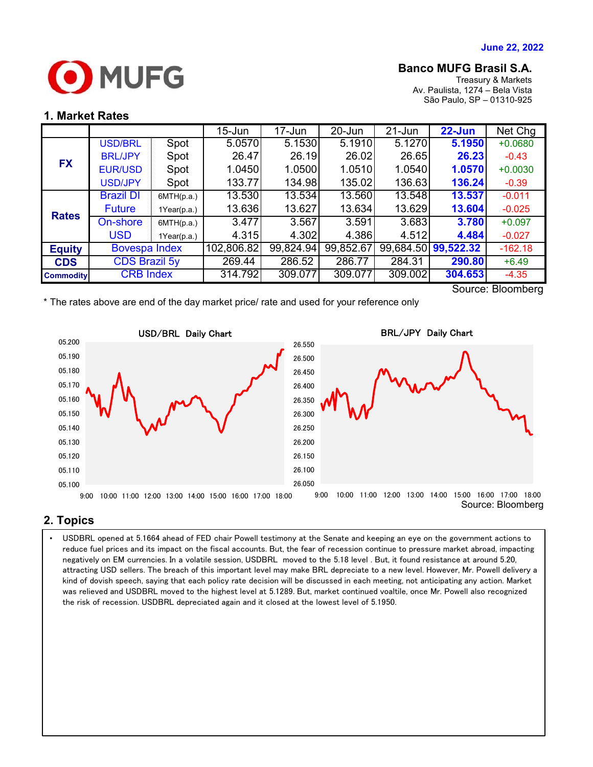June 22, 2022

**Banco MUFG Brasil S.A.**
Treasury & Markets
Av. Paulista, 1274 – Bela Vista
São Paulo, SP – 01310-925

## 1. Market Rates

| | | | 15-Jun | 17-Jun | 20-Jun | 21-Jun | 22-Jun | Net Chg |
|---|---|---|---|---|---|---|---|---|
| FX | USD/BRL | Spot | 5.0570 | 5.1530 | 5.1910 | 5.1270 | 5.1950 | +0.0680 |
| | BRL/JPY | Spot | 26.47 | 26.19 | 26.02 | 26.65 | 26.23 | -0.43 |
| | EUR/USD | Spot | 1.0450 | 1.0500 | 1.0510 | 1.0540 | 1.0570 | +0.0030 |
| | USD/JPY | Spot | 133.77 | 134.98 | 135.02 | 136.63 | 136.24 | -0.39 |
| Rates | Brazil DI Future | 6MTH(p.a.) | 13.530 | 13.534 | 13.560 | 13.548 | 13.537 | -0.011 |
| | | 1Year(p.a.) | 13.636 | 13.627 | 13.634 | 13.629 | 13.604 | -0.025 |
| | On-shore USD | 6MTH(p.a.) | 3.477 | 3.567 | 3.591 | 3.683 | 3.780 | +0.097 |
| | | 1Year(p.a.) | 4.315 | 4.302 | 4.386 | 4.512 | 4.484 | -0.027 |
| Equity | Bovespa Index | | 102,806.82 | 99,824.94 | 99,852.67 | 99,684.50 | 99,522.32 | -162.18 |
| CDS | CDS Brazil 5y | | 269.44 | 286.52 | 286.77 | 284.31 | 290.80 | +6.49 |
| Commodity | CRB Index | | 314.792 | 309.077 | 309.077 | 309.002 | 304.653 | -4.35 |

Source: Bloomberg

* The rates above are end of the day market price/ rate and used for your reference only

USD/BRL Daily Chart

BRL/JPY Daily Chart

Source: Bloomberg

## 2. Topics

- USDBRL opened at 5.1664 ahead of FED chair Powell testimony at the Senate and keeping an eye on the government actions to reduce fuel prices and its impact on the fiscal accounts. But, the fear of recession continue to pressure market abroad, impacting negatively on EM currencies. In a volatile session, USDBRL moved to the 5.18 level . But, it found resistance at around 5.20, attracting USD sellers. The breach of this important level may make BRL depreciate to a new level. However, Mr. Powell delivery a kind of dovish speech, saying that each policy rate decision will be discussed in each meeting, not anticipating any action. Market was relieved and USDBRL moved to the highest level at 5.1289. But, market continued voaltile, once Mr. Powell also recognized the risk of recession. USDBRL depreciated again and it closed at the lowest level of 5.1950.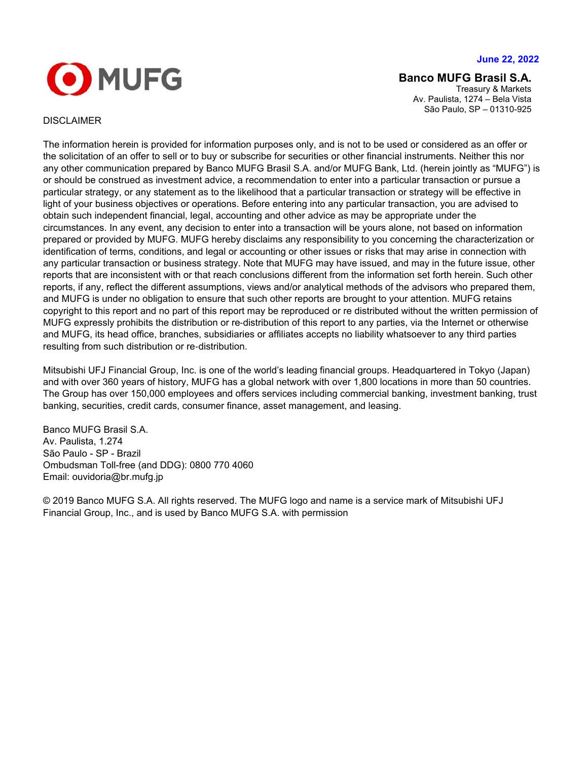**June 22, 2022**

MUFG

**Banco MUFG Brasil S.A.**
Treasury & Markets
Av. Paulista, 1274 – Bela Vista
São Paulo, SP – 01310-925

DISCLAIMER

The information herein is provided for information purposes only, and is not to be used or considered as an offer or the solicitation of an offer to sell or to buy or subscribe for securities or other financial instruments. Neither this nor any other communication prepared by Banco MUFG Brasil S.A. and/or MUFG Bank, Ltd. (herein jointly as "MUFG") is or should be construed as investment advice, a recommendation to enter into a particular transaction or pursue a particular strategy, or any statement as to the likelihood that a particular transaction or strategy will be effective in light of your business objectives or operations. Before entering into any particular transaction, you are advised to obtain such independent financial, legal, accounting and other advice as may be appropriate under the circumstances. In any event, any decision to enter into a transaction will be yours alone, not based on information prepared or provided by MUFG. MUFG hereby disclaims any responsibility to you concerning the characterization or identification of terms, conditions, and legal or accounting or other issues or risks that may arise in connection with any particular transaction or business strategy. Note that MUFG may have issued, and may in the future issue, other reports that are inconsistent with or that reach conclusions different from the information set forth herein. Such other reports, if any, reflect the different assumptions, views and/or analytical methods of the advisors who prepared them, and MUFG is under no obligation to ensure that such other reports are brought to your attention. MUFG retains copyright to this report and no part of this report may be reproduced or re distributed without the written permission of MUFG expressly prohibits the distribution or re-distribution of this report to any parties, via the Internet or otherwise and MUFG, its head office, branches, subsidiaries or affiliates accepts no liability whatsoever to any third parties resulting from such distribution or re-distribution.

Mitsubishi UFJ Financial Group, Inc. is one of the world's leading financial groups. Headquartered in Tokyo (Japan) and with over 360 years of history, MUFG has a global network with over 1,800 locations in more than 50 countries. The Group has over 150,000 employees and offers services including commercial banking, investment banking, trust banking, securities, credit cards, consumer finance, asset management, and leasing.

Banco MUFG Brasil S.A.
Av. Paulista, 1.274
São Paulo - SP - Brazil
Ombudsman Toll-free (and DDG): 0800 770 4060
Email: ouvidoria@br.mufg.jp

© 2019 Banco MUFG S.A. All rights reserved. The MUFG logo and name is a service mark of Mitsubishi UFJ Financial Group, Inc., and is used by Banco MUFG S.A. with permission